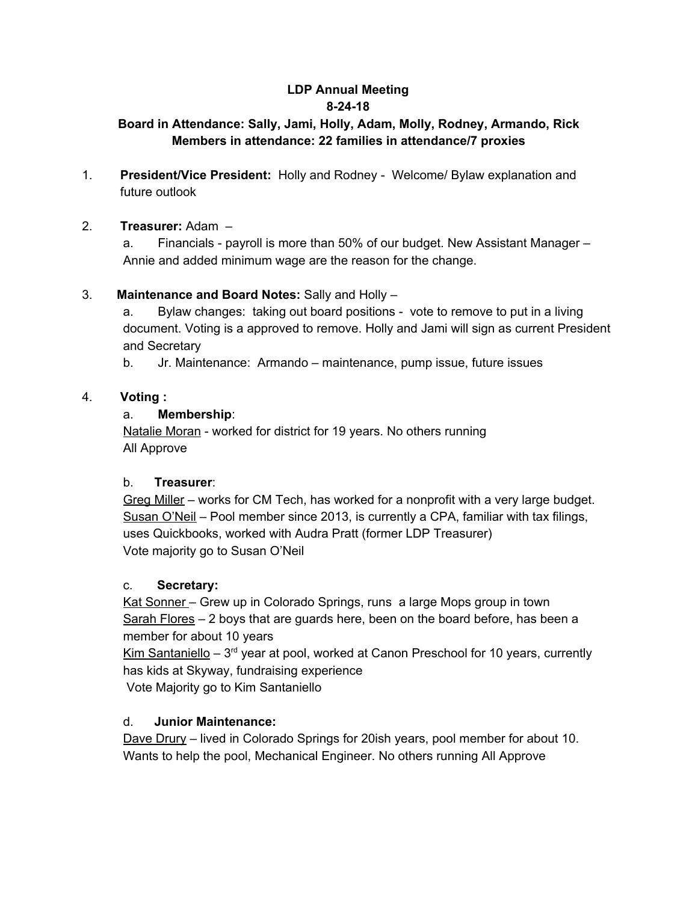**LDP Annual Meeting**

**8-24-18**

**Board in Attendance: Sally, Jami, Holly, Adam, Molly, Rodney, Armando, Rick**

**Members in attendance: 22 families in attendance/7 proxies**

1. **President/Vice President:** Holly and Rodney - Welcome/ Bylaw explanation and future outlook

2. **Treasurer:** Adam –
   a. Financials - payroll is more than 50% of our budget. New Assistant Manager – Annie and added minimum wage are the reason for the change.

3. **Maintenance and Board Notes:** Sally and Holly –
   a. Bylaw changes: taking out board positions - vote to remove to put in a living document. Voting is a approved to remove. Holly and Jami will sign as current President and Secretary
   b. Jr. Maintenance: Armando – maintenance, pump issue, future issues

4. **Voting :**

   a. **Membership**:
   Natalie Moran - worked for district for 19 years. No others running
   All Approve

   b. **Treasurer**:
   Greg Miller – works for CM Tech, has worked for a nonprofit with a very large budget.
   Susan O'Neil – Pool member since 2013, is currently a CPA, familiar with tax filings, uses Quickbooks, worked with Audra Pratt (former LDP Treasurer)
   Vote majority go to Susan O'Neil

   c. **Secretary:**
   Kat Sonner – Grew up in Colorado Springs, runs a large Mops group in town
   Sarah Flores – 2 boys that are guards here, been on the board before, has been a member for about 10 years
   Kim Santaniello – 3rd year at pool, worked at Canon Preschool for 10 years, currently has kids at Skyway, fundraising experience
   Vote Majority go to Kim Santaniello

   d. **Junior Maintenance:**
   Dave Drury – lived in Colorado Springs for 20ish years, pool member for about 10. Wants to help the pool, Mechanical Engineer. No others running All Approve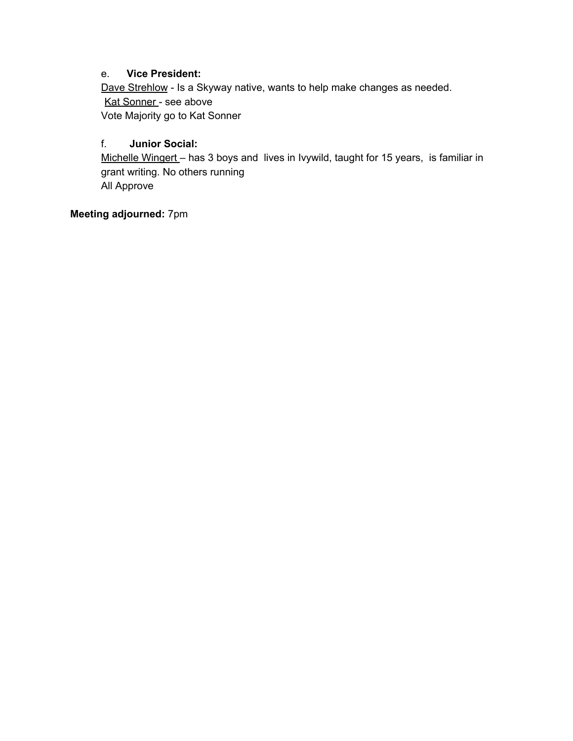e. **Vice President:**

Dave Strehlow - Is a Skyway native, wants to help make changes as needed.
Kat Sonner - see above
Vote Majority go to Kat Sonner

f. **Junior Social:**

Michelle Wingert – has 3 boys and lives in Ivywild, taught for 15 years, is familiar in grant writing. No others running
All Approve

**Meeting adjourned:** 7pm